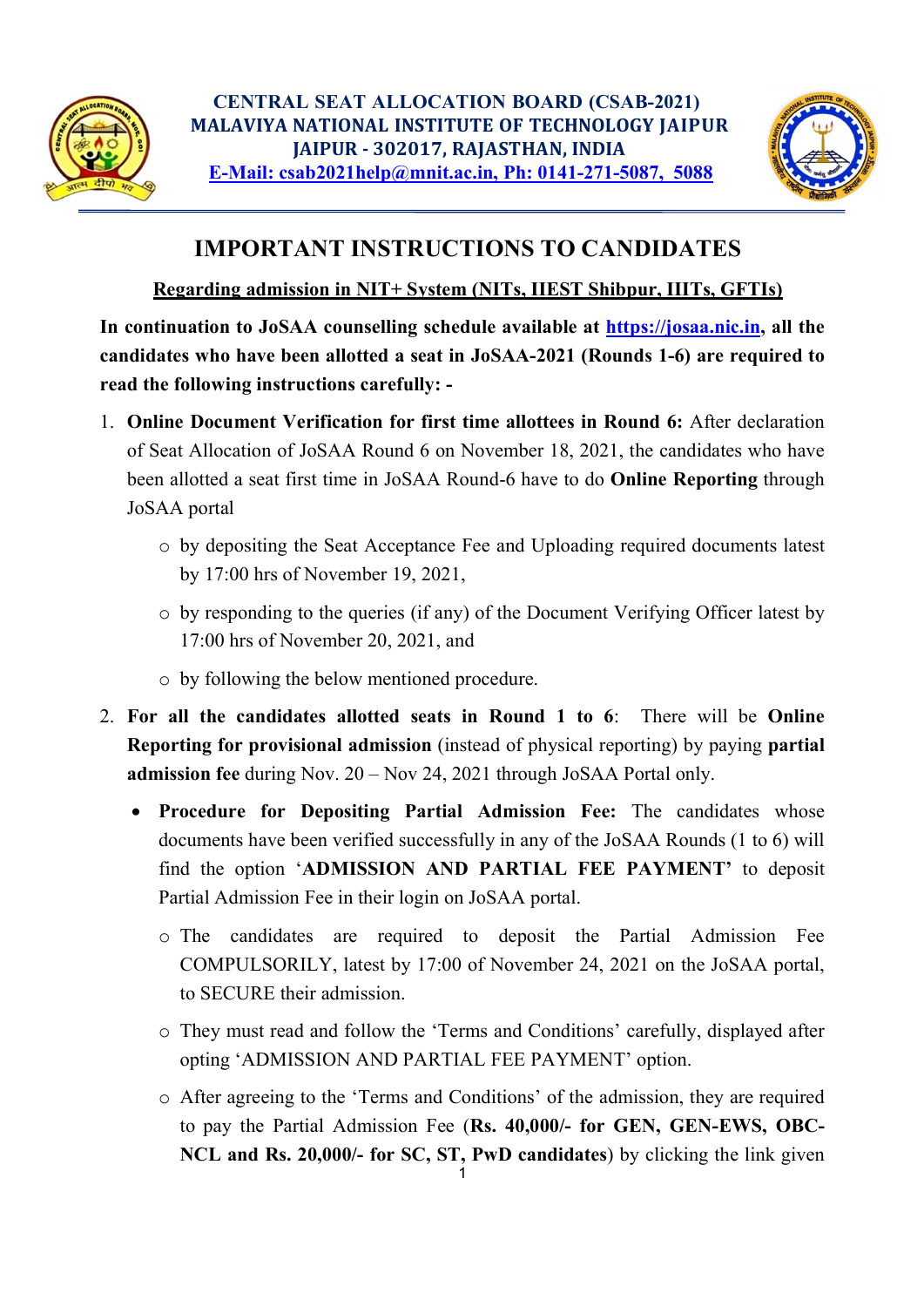**CENTRAL SEAT ALLOCATION BOARD (CSAB-2021)**
**MALAVIYA NATIONAL INSTITUTE OF TECHNOLOGY JAIPUR**
**JAIPUR - 302017, RAJASTHAN, INDIA**
**E-Mail: csab2021help@mnit.ac.in, Ph: 0141-271-5087, 5088**

# IMPORTANT INSTRUCTIONS TO CANDIDATES

**Regarding admission in NIT+ System (NITs, IIEST Shibpur, IIITs, GFTIs)**

**In continuation to JoSAA counselling schedule available at https://josaa.nic.in, all the candidates who have been allotted a seat in JoSAA-2021 (Rounds 1-6) are required to read the following instructions carefully: -**

1. **Online Document Verification for first time allottees in Round 6:** After declaration of Seat Allocation of JoSAA Round 6 on November 18, 2021, the candidates who have been allotted a seat first time in JoSAA Round-6 have to do **Online Reporting** through JoSAA portal
   - by depositing the Seat Acceptance Fee and Uploading required documents latest by 17:00 hrs of November 19, 2021,
   - by responding to the queries (if any) of the Document Verifying Officer latest by 17:00 hrs of November 20, 2021, and
   - by following the below mentioned procedure.
2. **For all the candidates allotted seats in Round 1 to 6**: There will be **Online Reporting for provisional admission** (instead of physical reporting) by paying **partial admission fee** during Nov. 20 – Nov 24, 2021 through JoSAA Portal only.
   - **Procedure for Depositing Partial Admission Fee:** The candidates whose documents have been verified successfully in any of the JoSAA Rounds (1 to 6) will find the option '**ADMISSION AND PARTIAL FEE PAYMENT**' to deposit Partial Admission Fee in their login on JoSAA portal.
     - The candidates are required to deposit the Partial Admission Fee COMPULSORILY, latest by 17:00 of November 24, 2021 on the JoSAA portal, to SECURE their admission.
     - They must read and follow the 'Terms and Conditions' carefully, displayed after opting 'ADMISSION AND PARTIAL FEE PAYMENT' option.
     - After agreeing to the 'Terms and Conditions' of the admission, they are required to pay the Partial Admission Fee (**Rs. 40,000/- for GEN, GEN-EWS, OBC-NCL and Rs. 20,000/- for SC, ST, PwD candidates**) by clicking the link given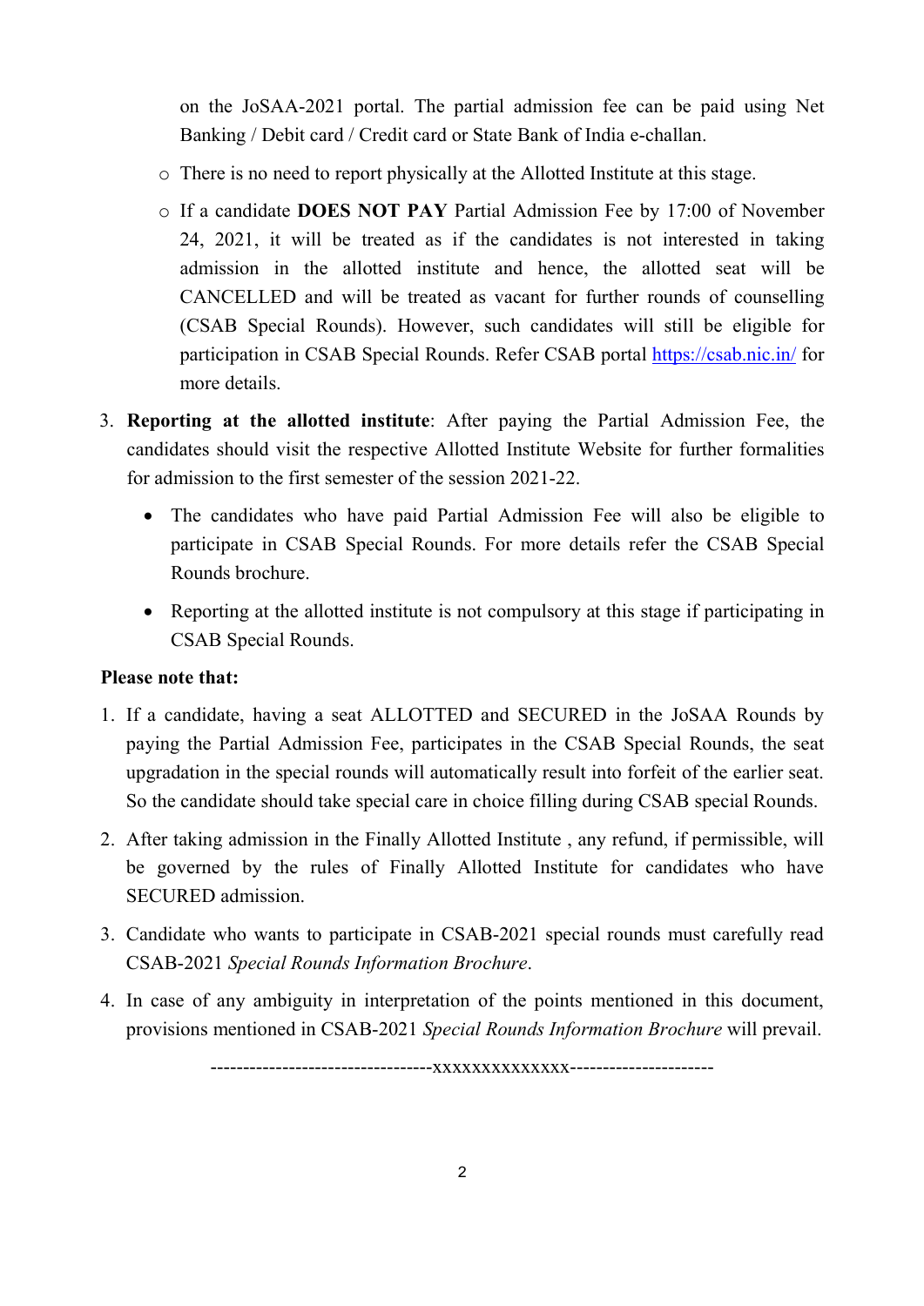on the JoSAA-2021 portal. The partial admission fee can be paid using Net Banking / Debit card / Credit card or State Bank of India e-challan.

- There is no need to report physically at the Allotted Institute at this stage.
- If a candidate **DOES NOT PAY** Partial Admission Fee by 17:00 of November 24, 2021, it will be treated as if the candidates is not interested in taking admission in the allotted institute and hence, the allotted seat will be CANCELLED and will be treated as vacant for further rounds of counselling (CSAB Special Rounds). However, such candidates will still be eligible for participation in CSAB Special Rounds. Refer CSAB portal https://csab.nic.in/ for more details.

3. **Reporting at the allotted institute**: After paying the Partial Admission Fee, the candidates should visit the respective Allotted Institute Website for further formalities for admission to the first semester of the session 2021-22.
   - The candidates who have paid Partial Admission Fee will also be eligible to participate in CSAB Special Rounds. For more details refer the CSAB Special Rounds brochure.
   - Reporting at the allotted institute is not compulsory at this stage if participating in CSAB Special Rounds.

**Please note that:**

1. If a candidate, having a seat ALLOTTED and SECURED in the JoSAA Rounds by paying the Partial Admission Fee, participates in the CSAB Special Rounds, the seat upgradation in the special rounds will automatically result into forfeit of the earlier seat. So the candidate should take special care in choice filling during CSAB special Rounds.
2. After taking admission in the Finally Allotted Institute , any refund, if permissible, will be governed by the rules of Finally Allotted Institute for candidates who have SECURED admission.
3. Candidate who wants to participate in CSAB-2021 special rounds must carefully read CSAB-2021 *Special Rounds Information Brochure*.
4. In case of any ambiguity in interpretation of the points mentioned in this document, provisions mentioned in CSAB-2021 *Special Rounds Information Brochure* will prevail.

---------------------------------xxxxxxxxxxxxxx----------------------